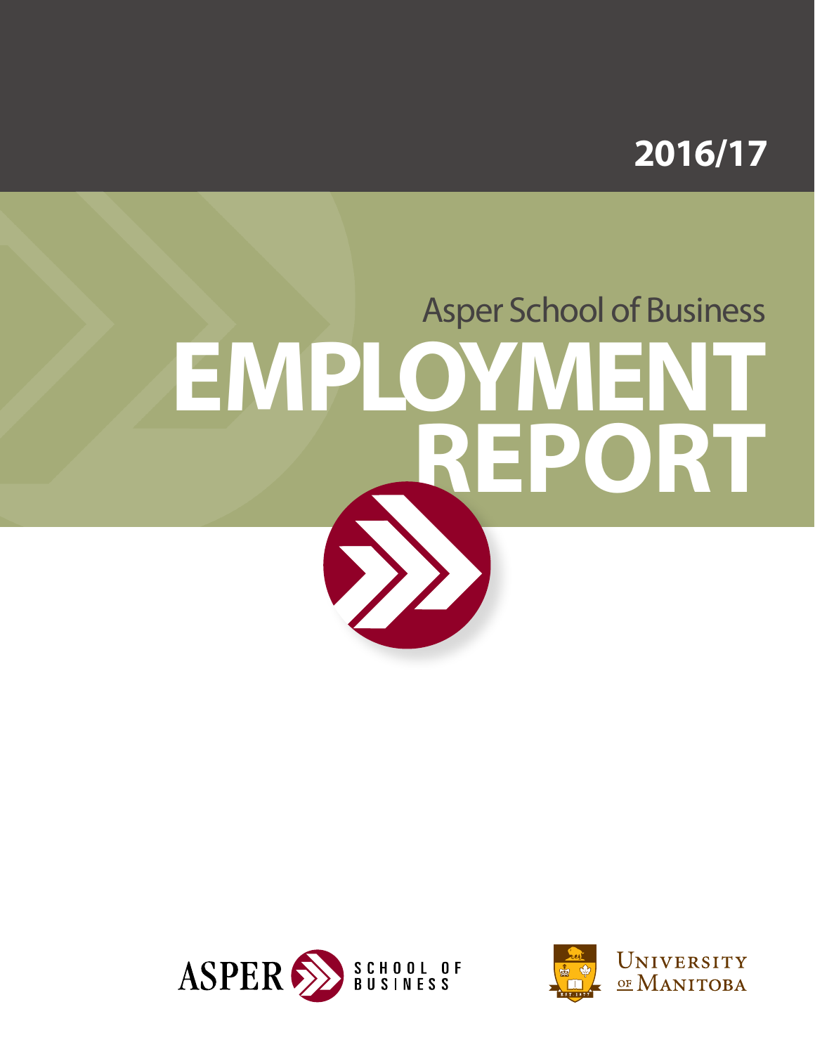2016/17

Asper School of Business

# EMPLOYMENT REPORT

ASPER SCHOOL OF BUSINESS

UNIVERSITY OF MANITOBA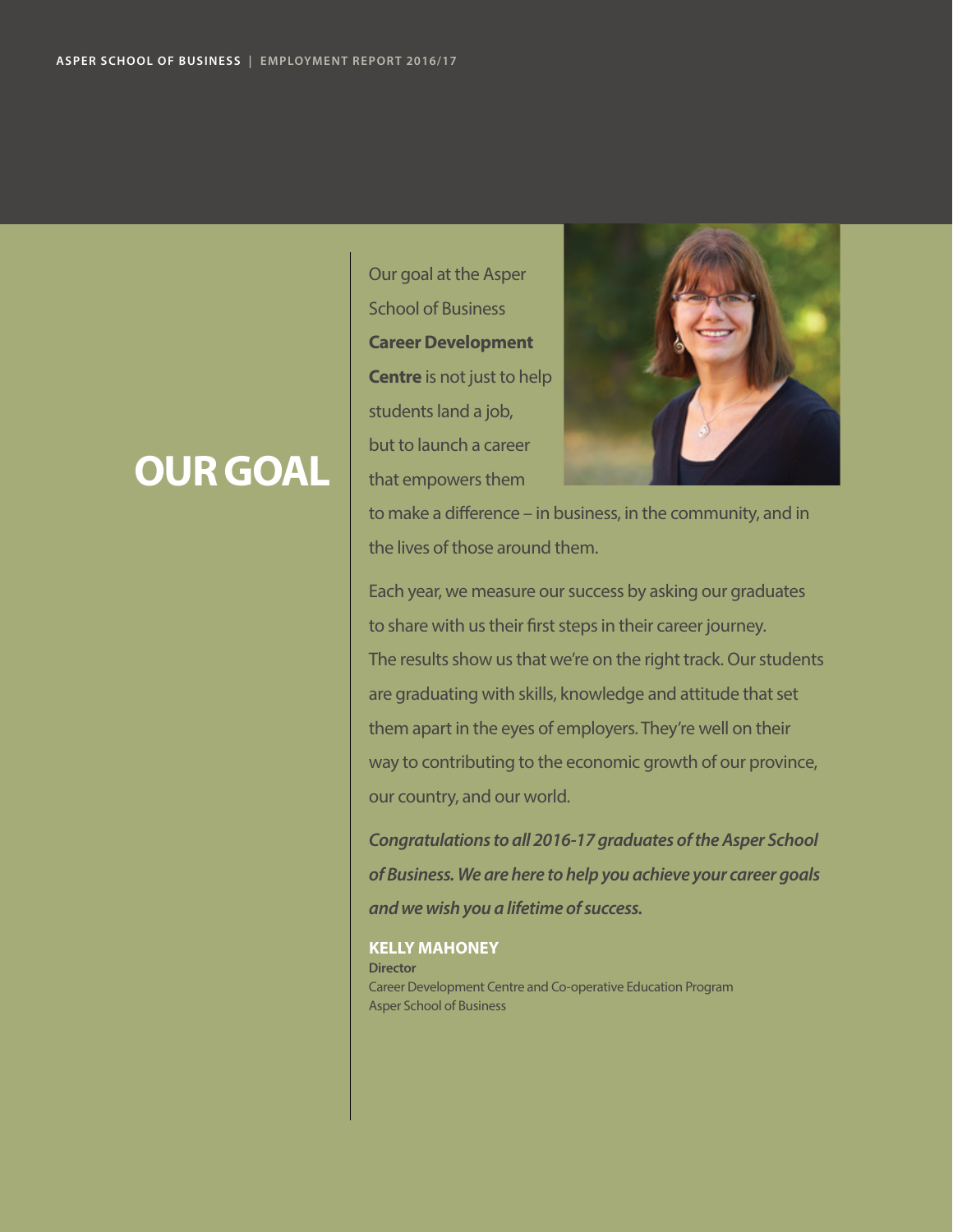# OUR GOAL

Our goal at the Asper School of Business **Career Development Centre** is not just to help students land a job, but to launch a career that empowers them to make a difference – in business, in the community, and in the lives of those around them.

Each year, we measure our success by asking our graduates to share with us their first steps in their career journey. The results show us that we're on the right track. Our students are graduating with skills, knowledge and attitude that set them apart in the eyes of employers. They're well on their way to contributing to the economic growth of our province, our country, and our world.

***Congratulations to all 2016-17 graduates of the Asper School of Business. We are here to help you achieve your career goals and we wish you a lifetime of success.***

**KELLY MAHONEY**
**Director**
Career Development Centre and Co-operative Education Program
Asper School of Business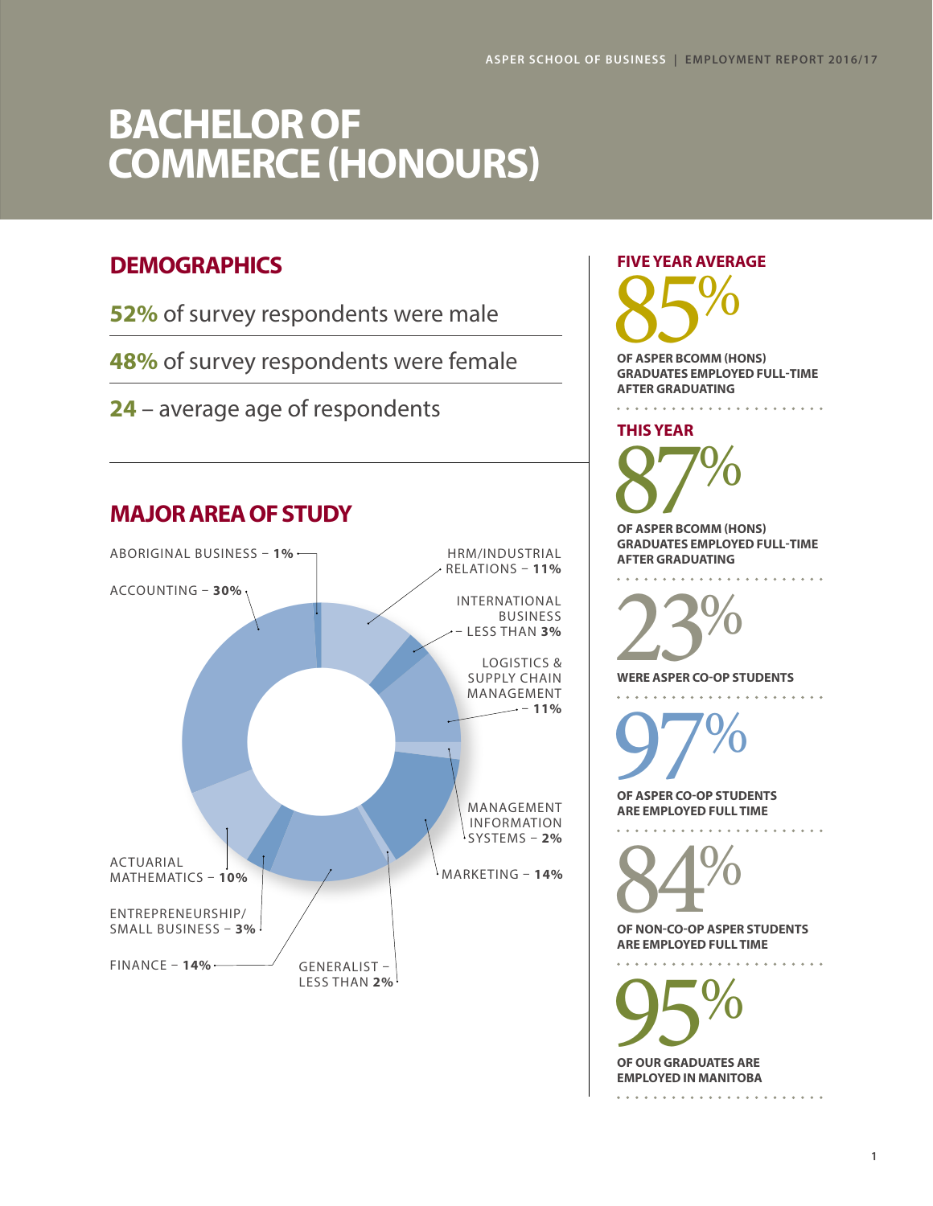# BACHELOR OF COMMERCE (HONOURS)

## DEMOGRAPHICS

**52%** of survey respondents were male

**48%** of survey respondents were female

**24** – average age of respondents

## MAJOR AREA OF STUDY

- ABORIGINAL BUSINESS – **1%**
- ACCOUNTING – **30%**
- HRM/INDUSTRIAL RELATIONS – **11%**
- INTERNATIONAL BUSINESS – LESS THAN **3%**
- LOGISTICS & SUPPLY CHAIN MANAGEMENT – **11%**
- MANAGEMENT INFORMATION SYSTEMS – **2%**
- MARKETING – **14%**
- GENERALIST – LESS THAN **2%**
- FINANCE – **14%**
- ENTREPRENEURSHIP/ SMALL BUSINESS – **3%**
- ACTUARIAL MATHEMATICS – **10%**

## FIVE YEAR AVERAGE

**85%**

OF ASPER BCOMM (HONS) GRADUATES EMPLOYED FULL-TIME AFTER GRADUATING

## THIS YEAR

**87%**

OF ASPER BCOMM (HONS) GRADUATES EMPLOYED FULL-TIME AFTER GRADUATING

**23%**

WERE ASPER CO-OP STUDENTS

**97%**

OF ASPER CO-OP STUDENTS ARE EMPLOYED FULL TIME

**84%**

OF NON-CO-OP ASPER STUDENTS ARE EMPLOYED FULL TIME

**95%**

OF OUR GRADUATES ARE EMPLOYED IN MANITOBA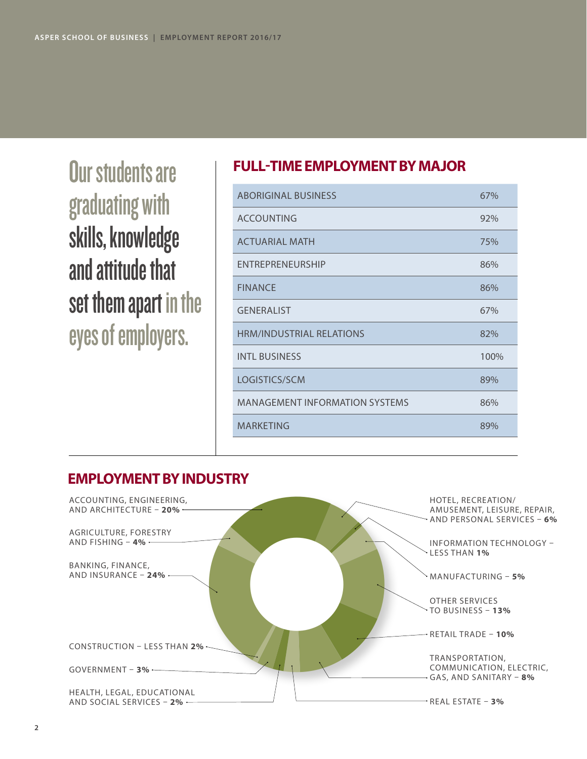Our students are graduating with skills, knowledge and attitude that set them apart in the eyes of employers.

## FULL-TIME EMPLOYMENT BY MAJOR

| Major | Percentage |
|---|---|
| ABORIGINAL BUSINESS | 67% |
| ACCOUNTING | 92% |
| ACTUARIAL MATH | 75% |
| ENTREPRENEURSHIP | 86% |
| FINANCE | 86% |
| GENERALIST | 67% |
| HRM/INDUSTRIAL RELATIONS | 82% |
| INTL BUSINESS | 100% |
| LOGISTICS/SCM | 89% |
| MANAGEMENT INFORMATION SYSTEMS | 86% |
| MARKETING | 89% |

## EMPLOYMENT BY INDUSTRY

- ACCOUNTING, ENGINEERING, AND ARCHITECTURE – **20%**
- AGRICULTURE, FORESTRY AND FISHING – **4%**
- BANKING, FINANCE, AND INSURANCE – **24%**
- CONSTRUCTION – LESS THAN **2%**
- GOVERNMENT – **3%**
- HEALTH, LEGAL, EDUCATIONAL AND SOCIAL SERVICES – **2%**
- HOTEL, RECREATION/AMUSEMENT, LEISURE, REPAIR, AND PERSONAL SERVICES – **6%**
- INFORMATION TECHNOLOGY – LESS THAN **1%**
- MANUFACTURING – **5%**
- OTHER SERVICES TO BUSINESS – **13%**
- RETAIL TRADE – **10%**
- TRANSPORTATION, COMMUNICATION, ELECTRIC, GAS, AND SANITARY – **8%**
- REAL ESTATE – **3%**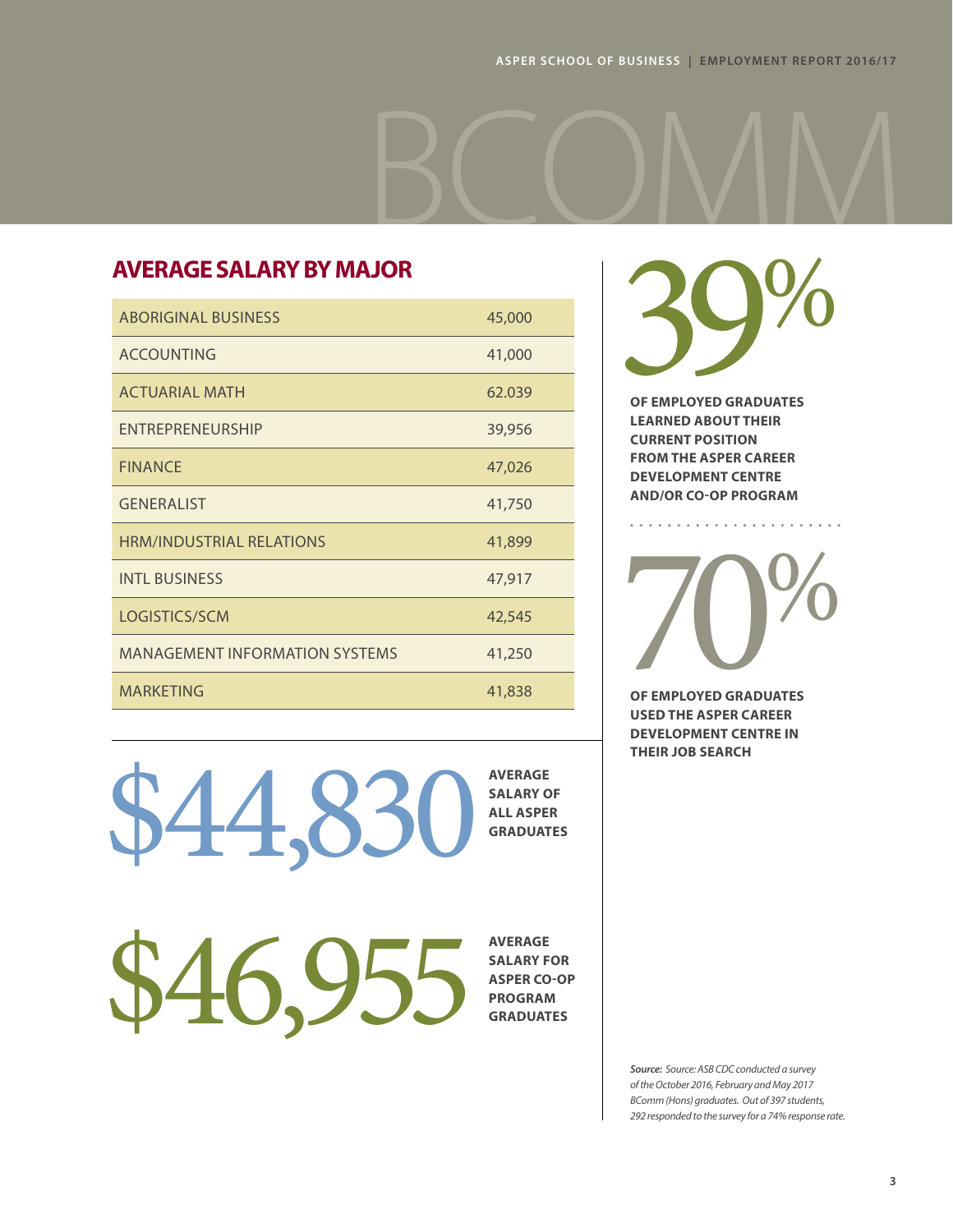# BCOMM

## AVERAGE SALARY BY MAJOR

| | |
|---|---|
| ABORIGINAL BUSINESS | 45,000 |
| ACCOUNTING | 41,000 |
| ACTUARIAL MATH | 62.039 |
| ENTREPRENEURSHIP | 39,956 |
| FINANCE | 47,026 |
| GENERALIST | 41,750 |
| HRM/INDUSTRIAL RELATIONS | 41,899 |
| INTL BUSINESS | 47,917 |
| LOGISTICS/SCM | 42,545 |
| MANAGEMENT INFORMATION SYSTEMS | 41,250 |
| MARKETING | 41,838 |

**$44,830** AVERAGE SALARY OF ALL ASPER GRADUATES

**$46,955** AVERAGE SALARY FOR ASPER CO-OP PROGRAM GRADUATES

**39%** OF EMPLOYED GRADUATES LEARNED ABOUT THEIR CURRENT POSITION FROM THE ASPER CAREER DEVELOPMENT CENTRE AND/OR CO-OP PROGRAM

**70%** OF EMPLOYED GRADUATES USED THE ASPER CAREER DEVELOPMENT CENTRE IN THEIR JOB SEARCH

***Source:*** *Source: ASB CDC conducted a survey of the October 2016, February and May 2017 BComm (Hons) graduates. Out of 397 students, 292 responded to the survey for a 74% response rate.*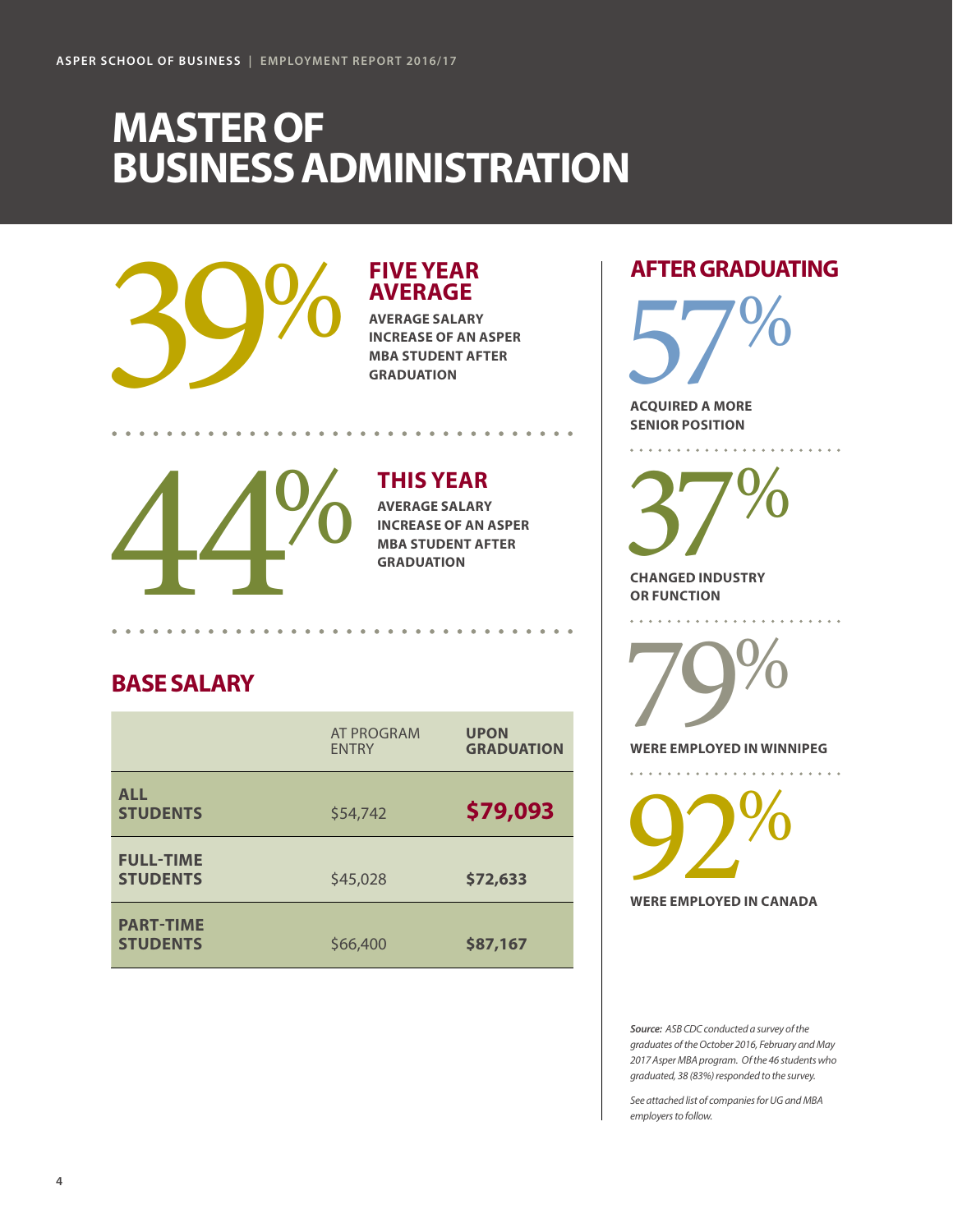# MASTER OF BUSINESS ADMINISTRATION

## 39%

### FIVE YEAR AVERAGE

**AVERAGE SALARY INCREASE OF AN ASPER MBA STUDENT AFTER GRADUATION**

## 44%

### THIS YEAR

**AVERAGE SALARY INCREASE OF AN ASPER MBA STUDENT AFTER GRADUATION**

## BASE SALARY

| | AT PROGRAM ENTRY | UPON GRADUATION |
|---|---|---|
| **ALL STUDENTS** | $54,742 | **$79,093** |
| **FULL-TIME STUDENTS** | $45,028 | **$72,633** |
| **PART-TIME STUDENTS** | $66,400 | **$87,167** |

## AFTER GRADUATING

**57%** ACQUIRED A MORE SENIOR POSITION

**37%** CHANGED INDUSTRY OR FUNCTION

**79%** WERE EMPLOYED IN WINNIPEG

**92%** WERE EMPLOYED IN CANADA

*__Source:__ ASB CDC conducted a survey of the graduates of the October 2016, February and May 2017 Asper MBA program. Of the 46 students who graduated, 38 (83%) responded to the survey.*

*See attached list of companies for UG and MBA employers to follow.*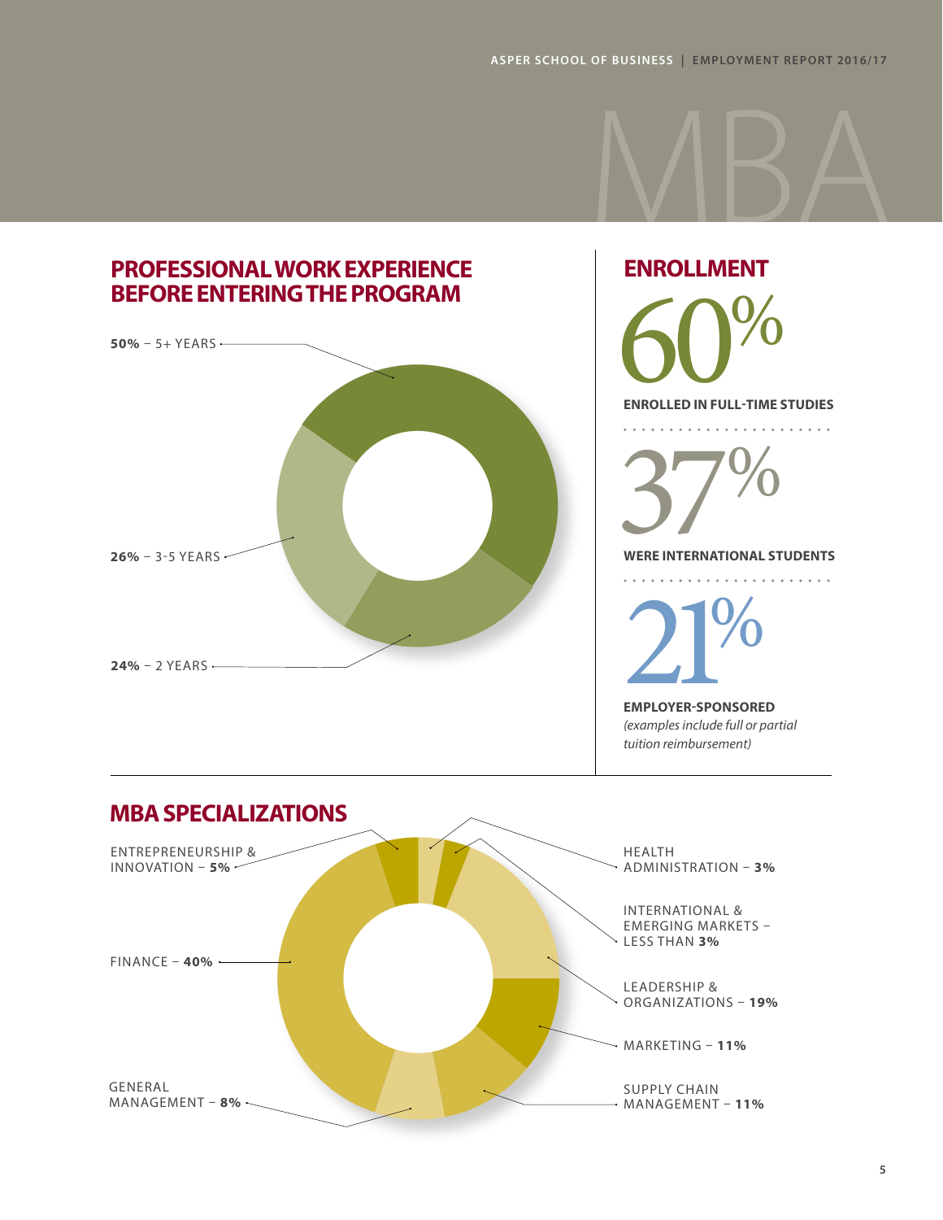# MBA

## PROFESSIONAL WORK EXPERIENCE BEFORE ENTERING THE PROGRAM

- **50%** – 5+ YEARS
- **26%** – 3-5 YEARS
- **24%** – 2 YEARS

## ENROLLMENT

**60%**
**ENROLLED IN FULL-TIME STUDIES**

**37%**
**WERE INTERNATIONAL STUDENTS**

**21%**
**EMPLOYER-SPONSORED**
*(examples include full or partial tuition reimbursement)*

## MBA SPECIALIZATIONS

- ENTREPRENEURSHIP & INNOVATION – **5%**
- FINANCE – **40%**
- GENERAL MANAGEMENT – **8%**
- HEALTH ADMINISTRATION – **3%**
- INTERNATIONAL & EMERGING MARKETS – LESS THAN **3%**
- LEADERSHIP & ORGANIZATIONS – **19%**
- MARKETING – **11%**
- SUPPLY CHAIN MANAGEMENT – **11%**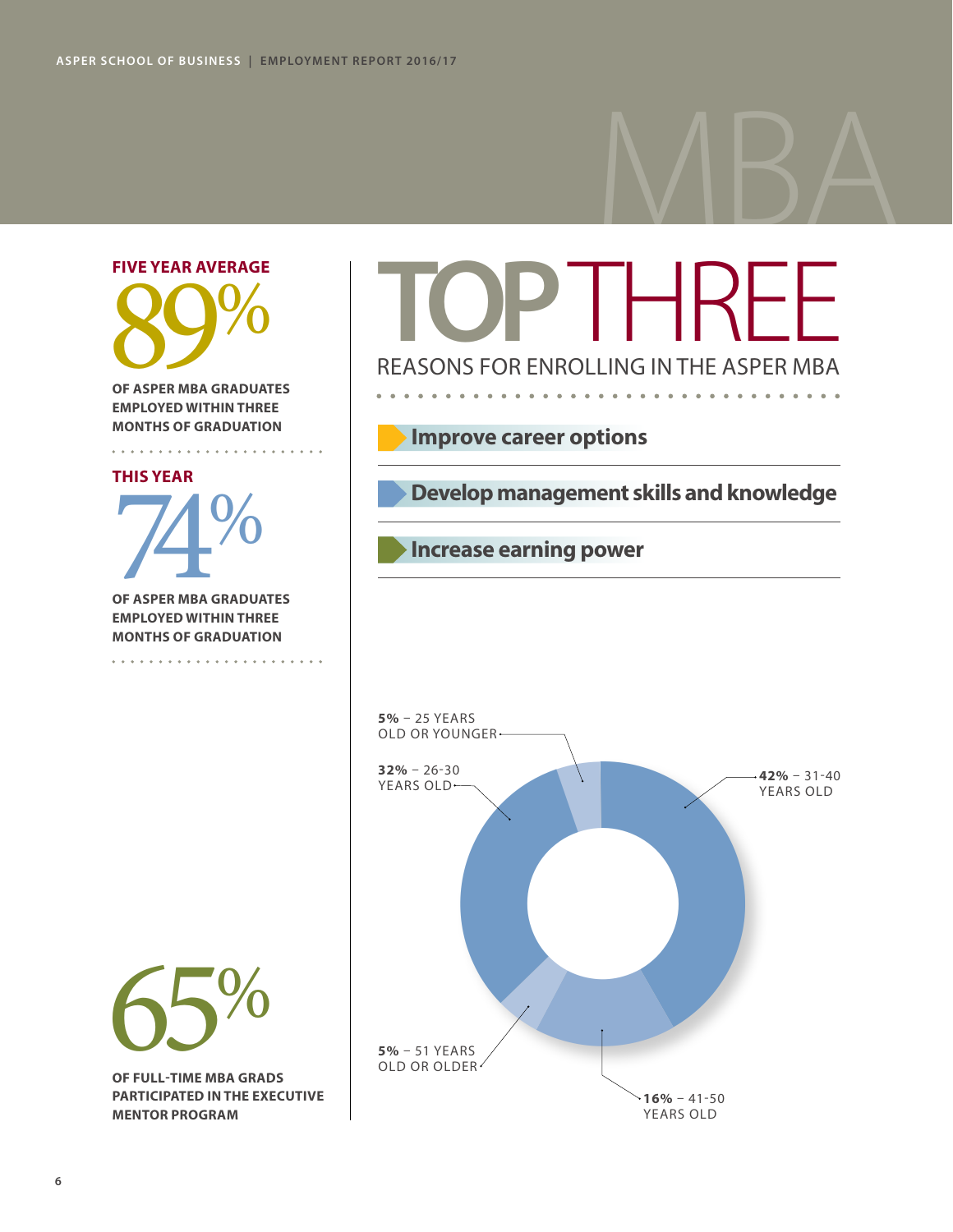# MBA

**FIVE YEAR AVERAGE**

89%

**OF ASPER MBA GRADUATES EMPLOYED WITHIN THREE MONTHS OF GRADUATION**

**THIS YEAR**

74%

**OF ASPER MBA GRADUATES EMPLOYED WITHIN THREE MONTHS OF GRADUATION**

65%

**OF FULL-TIME MBA GRADS PARTICIPATED IN THE EXECUTIVE MENTOR PROGRAM**

## TOP THREE

REASONS FOR ENROLLING IN THE ASPER MBA

- **Improve career options**
- **Develop management skills and knowledge**
- **Increase earning power**

**5%** – 25 YEARS OLD OR YOUNGER

**32%** – 26-30 YEARS OLD

**42%** – 31-40 YEARS OLD

**16%** – 41-50 YEARS OLD

**5%** – 51 YEARS OLD OR OLDER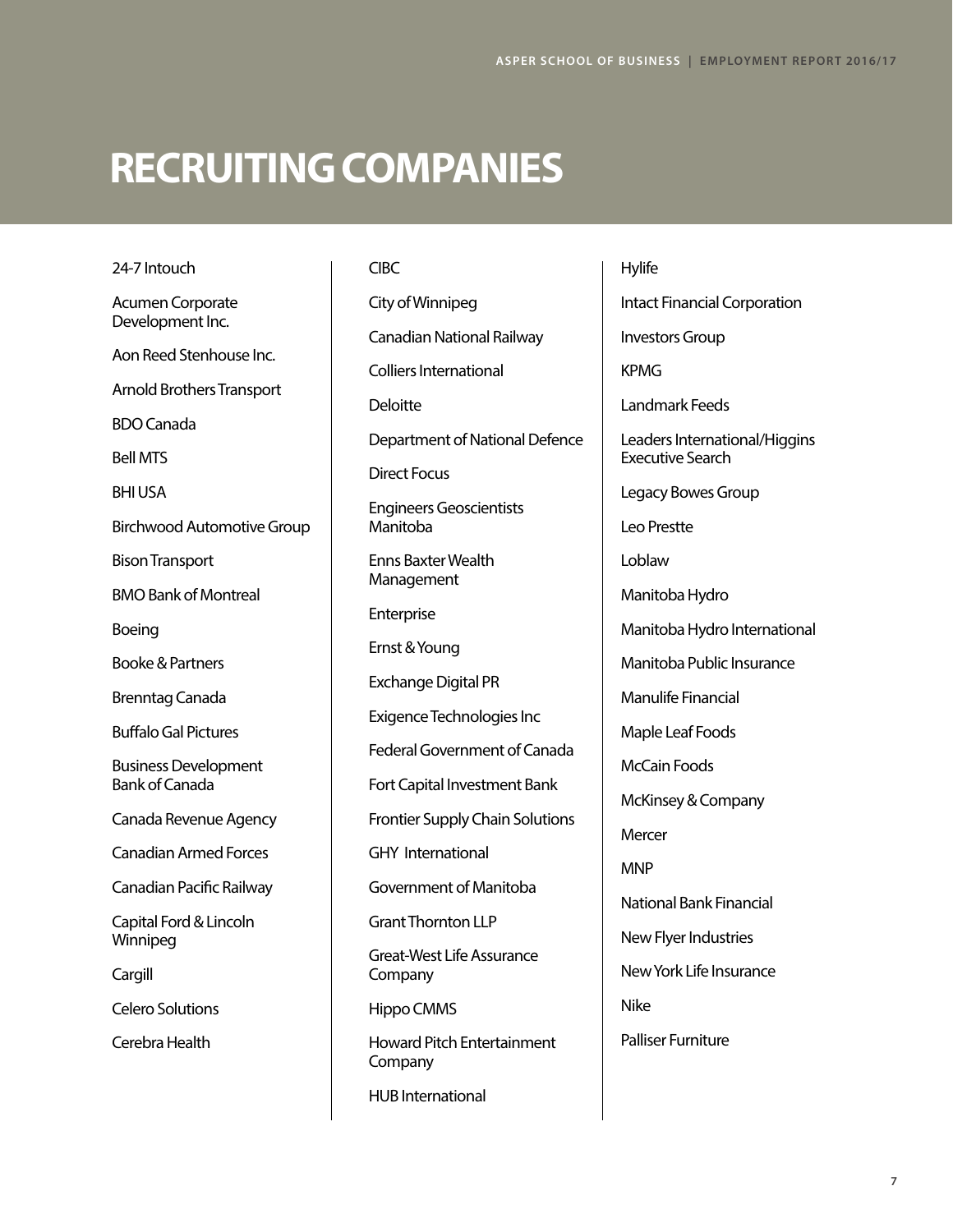# RECRUITING COMPANIES

24-7 Intouch

Acumen Corporate Development Inc.

Aon Reed Stenhouse Inc.

Arnold Brothers Transport

BDO Canada

Bell MTS

BHI USA

Birchwood Automotive Group

Bison Transport

BMO Bank of Montreal

Boeing

Booke & Partners

Brenntag Canada

Buffalo Gal Pictures

Business Development Bank of Canada

Canada Revenue Agency

Canadian Armed Forces

Canadian Pacific Railway

Capital Ford & Lincoln Winnipeg

Cargill

Celero Solutions

Cerebra Health

CIBC

City of Winnipeg

Canadian National Railway

Colliers International

Deloitte

Department of National Defence

Direct Focus

Engineers Geoscientists Manitoba

Enns Baxter Wealth Management

Enterprise

Ernst & Young

Exchange Digital PR

Exigence Technologies Inc

Federal Government of Canada

Fort Capital Investment Bank

Frontier Supply Chain Solutions

GHY International

Government of Manitoba

Grant Thornton LLP

Great-West Life Assurance Company

Hippo CMMS

Howard Pitch Entertainment Company

HUB International

Hylife

Intact Financial Corporation

Investors Group

KPMG

Landmark Feeds

Leaders International/Higgins Executive Search

Legacy Bowes Group

Leo Prestte

Loblaw

Manitoba Hydro

Manitoba Hydro International

Manitoba Public Insurance

Manulife Financial

Maple Leaf Foods

McCain Foods

McKinsey & Company

Mercer

MNP

National Bank Financial

New Flyer Industries

New York Life Insurance

Nike

Palliser Furniture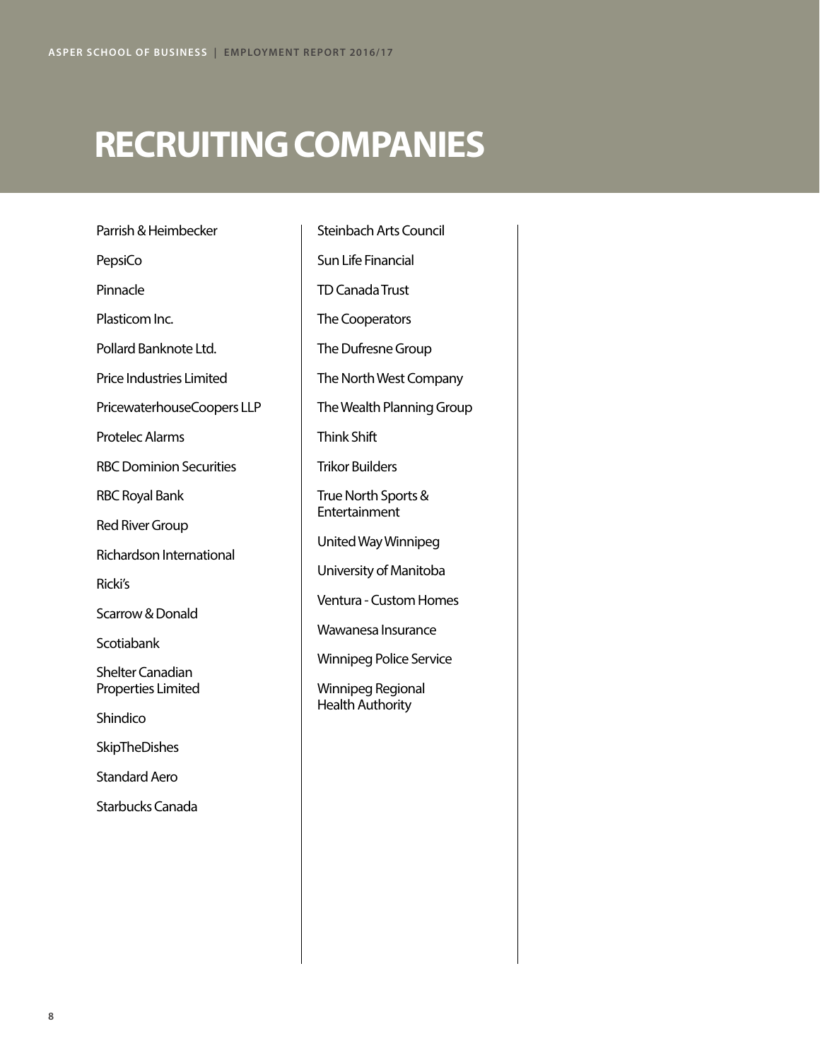# RECRUITING COMPANIES

Parrish & Heimbecker

PepsiCo

Pinnacle

Plasticom Inc.

Pollard Banknote Ltd.

Price Industries Limited

PricewaterhouseCoopers LLP

Protelec Alarms

RBC Dominion Securities

RBC Royal Bank

Red River Group

Richardson International

Ricki's

Scarrow & Donald

Scotiabank

Shelter Canadian Properties Limited

Shindico

SkipTheDishes

Standard Aero

Starbucks Canada

Steinbach Arts Council

Sun Life Financial

TD Canada Trust

The Cooperators

The Dufresne Group

The North West Company

The Wealth Planning Group

Think Shift

Trikor Builders

True North Sports & Entertainment

United Way Winnipeg

University of Manitoba

Ventura - Custom Homes

Wawanesa Insurance

Winnipeg Police Service

Winnipeg Regional Health Authority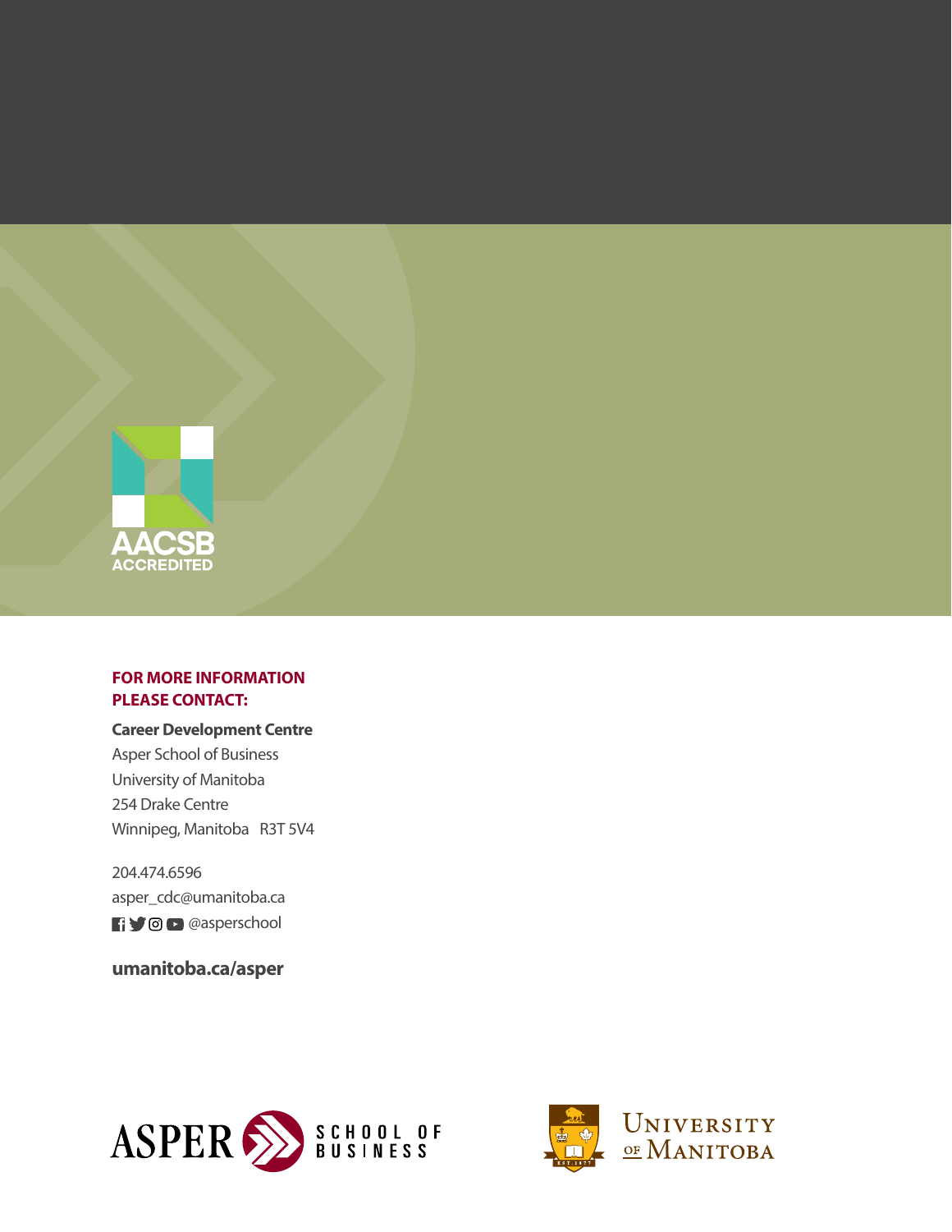AACSB ACCREDITED

**FOR MORE INFORMATION PLEASE CONTACT:**

**Career Development Centre**
Asper School of Business
University of Manitoba
254 Drake Centre
Winnipeg, Manitoba R3T 5V4

204.474.6596
asper_cdc@umanitoba.ca
@asperschool

**umanitoba.ca/asper**

ASPER SCHOOL OF BUSINESS

UNIVERSITY OF MANITOBA